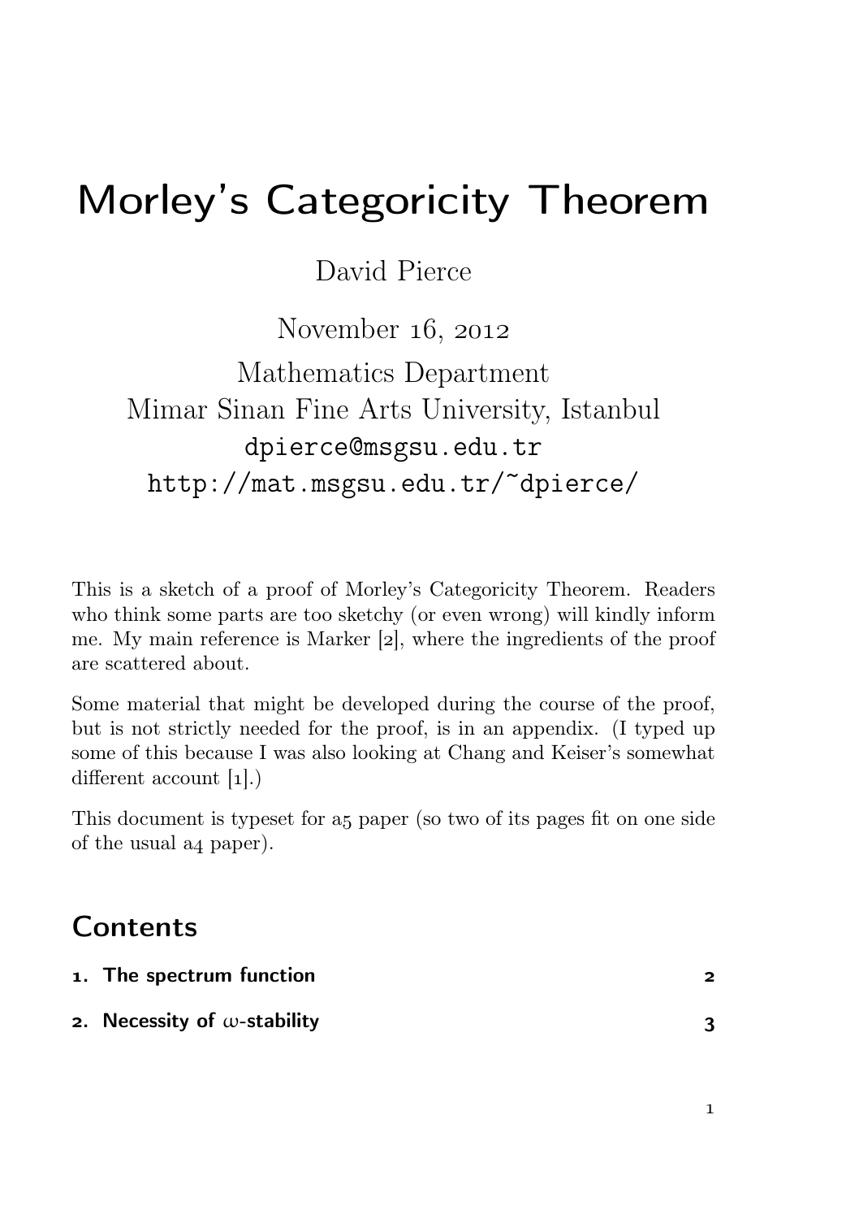# Morley's Categoricity Theorem

David Pierce

November 16, 2012
Mathematics Department
Mimar Sinan Fine Arts University, Istanbul
dpierce@msgsu.edu.tr
http://mat.msgsu.edu.tr/~dpierce/

This is a sketch of a proof of Morley's Categoricity Theorem. Readers who think some parts are too sketchy (or even wrong) will kindly inform me. My main reference is Marker [2], where the ingredients of the proof are scattered about.

Some material that might be developed during the course of the proof, but is not strictly needed for the proof, is in an appendix. (I typed up some of this because I was also looking at Chang and Keiser's somewhat different account [1].)

This document is typeset for a5 paper (so two of its pages fit on one side of the usual a4 paper).

## Contents

1. **The spectrum function** — 2
2. **Necessity of $\omega$-stability** — 3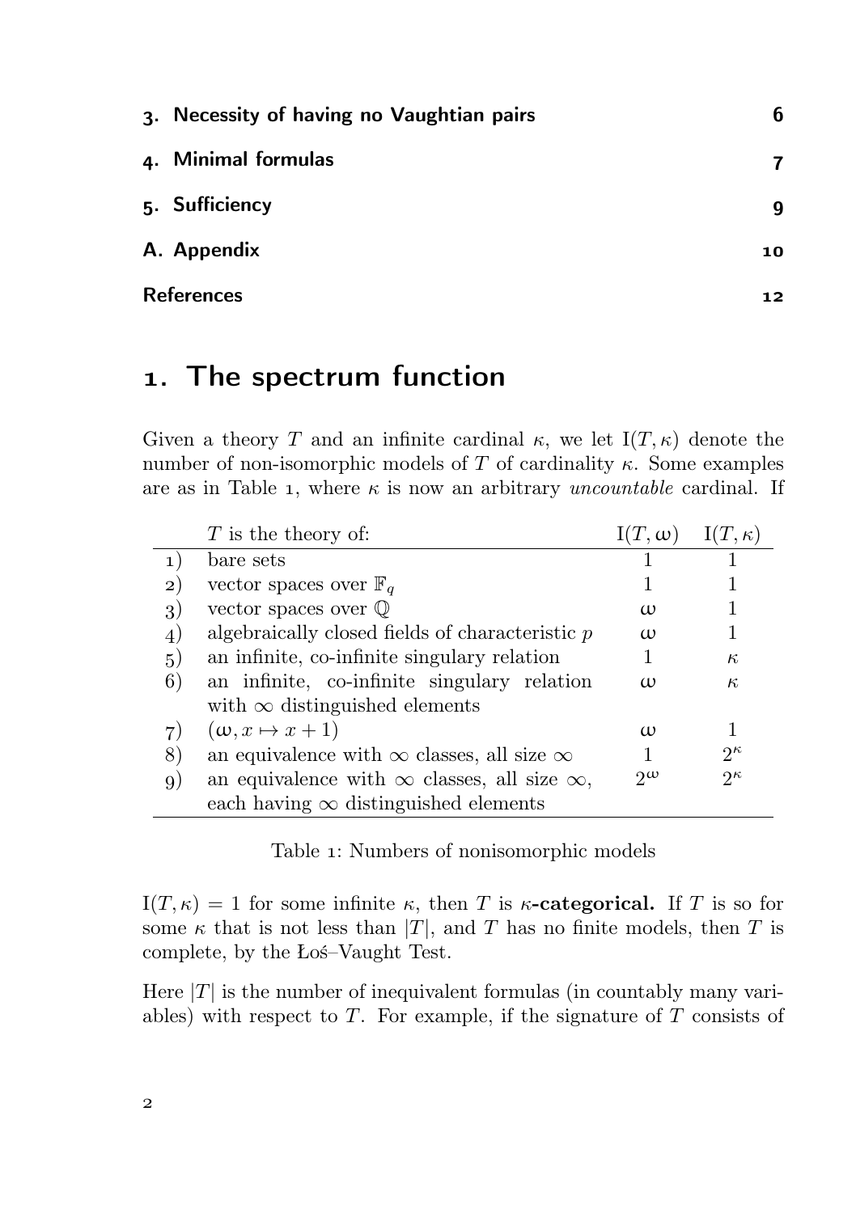| | |
|---|---|
| 3. Necessity of having no Vaughtian pairs | 6 |
| 4. Minimal formulas | 7 |
| 5. Sufficiency | 9 |
| A. Appendix | 10 |
| References | 12 |

# 1. The spectrum function

Given a theory $T$ and an infinite cardinal $\kappa$, we let $\mathrm{I}(T,\kappa)$ denote the number of non-isomorphic models of $T$ of cardinality $\kappa$. Some examples are as in Table 1, where $\kappa$ is now an arbitrary *uncountable* cardinal. If

| | $T$ is the theory of: | $\mathrm{I}(T,\omega)$ | $\mathrm{I}(T,\kappa)$ |
|---|---|---|---|
| 1) | bare sets | 1 | 1 |
| 2) | vector spaces over $\mathbb{F}_q$ | 1 | 1 |
| 3) | vector spaces over $\mathbb{Q}$ | $\omega$ | 1 |
| 4) | algebraically closed fields of characteristic $p$ | $\omega$ | 1 |
| 5) | an infinite, co-infinite singulary relation | 1 | $\kappa$ |
| 6) | an infinite, co-infinite singulary relation with $\infty$ distinguished elements | $\omega$ | $\kappa$ |
| 7) | $(\omega, x \mapsto x+1)$ | $\omega$ | 1 |
| 8) | an equivalence with $\infty$ classes, all size $\infty$ | 1 | $2^\kappa$ |
| 9) | an equivalence with $\infty$ classes, all size $\infty$, each having $\infty$ distinguished elements | $2^\omega$ | $2^\kappa$ |

Table 1: Numbers of nonisomorphic models

$\mathrm{I}(T,\kappa) = 1$ for some infinite $\kappa$, then $T$ is **$\kappa$-categorical.** If $T$ is so for some $\kappa$ that is not less than $|T|$, and $T$ has no finite models, then $T$ is complete, by the Łoś–Vaught Test.

Here $|T|$ is the number of inequivalent formulas (in countably many variables) with respect to $T$. For example, if the signature of $T$ consists of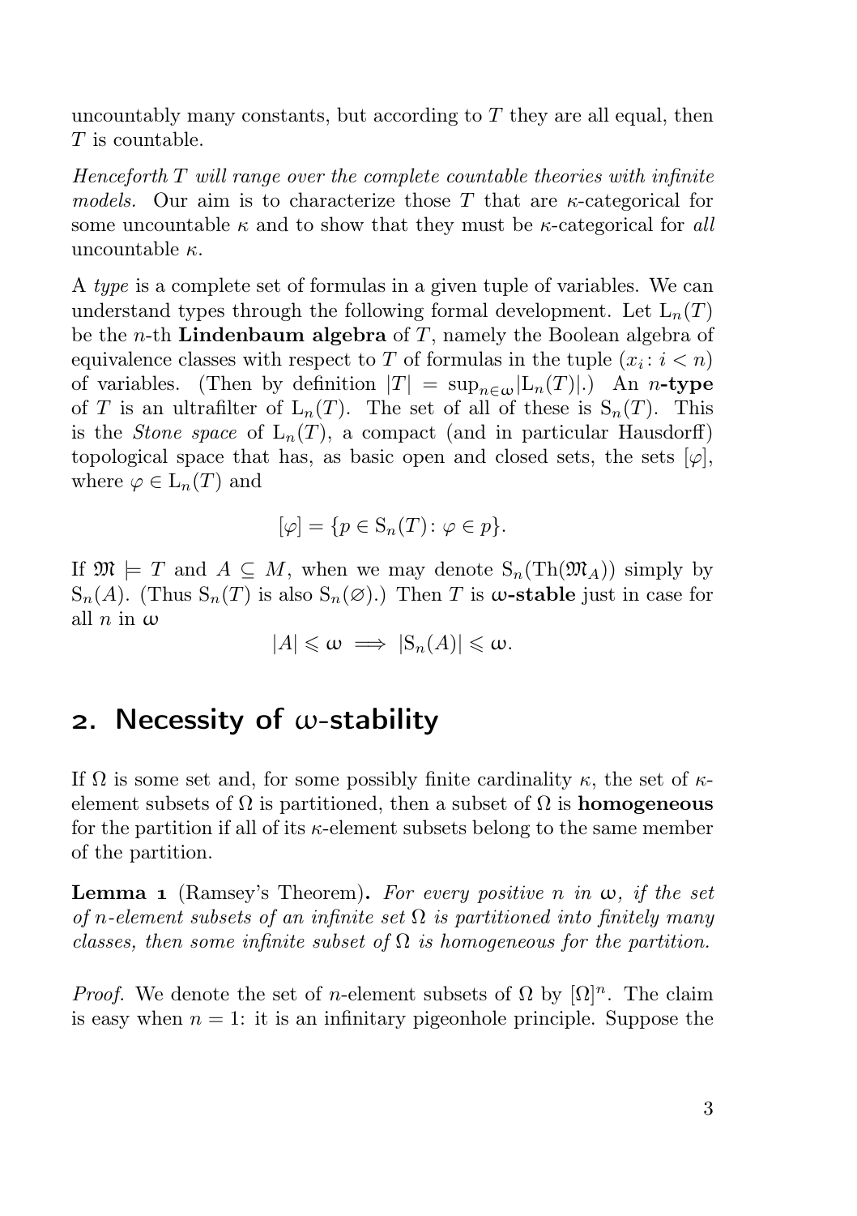uncountably many constants, but according to $T$ they are all equal, then $T$ is countable.

*Henceforth $T$ will range over the complete countable theories with infinite models.* Our aim is to characterize those $T$ that are $\kappa$-categorical for some uncountable $\kappa$ and to show that they must be $\kappa$-categorical for *all* uncountable $\kappa$.

A *type* is a complete set of formulas in a given tuple of variables. We can understand types through the following formal development. Let $\mathrm{L}_n(T)$ be the $n$-th **Lindenbaum algebra** of $T$, namely the Boolean algebra of equivalence classes with respect to $T$ of formulas in the tuple $(x_i \colon i < n)$ of variables. (Then by definition $|T| = \sup_{n\in\omega}|\mathrm{L}_n(T)|$.) An $n$**-type** of $T$ is an ultrafilter of $\mathrm{L}_n(T)$. The set of all of these is $\mathrm{S}_n(T)$. This is the *Stone space* of $\mathrm{L}_n(T)$, a compact (and in particular Hausdorff) topological space that has, as basic open and closed sets, the sets $[\varphi]$, where $\varphi \in \mathrm{L}_n(T)$ and

$$[\varphi] = \{p \in \mathrm{S}_n(T) \colon \varphi \in p\}.$$

If $\mathfrak{M} \models T$ and $A \subseteq M$, when we may denote $\mathrm{S}_n(\mathrm{Th}(\mathfrak{M}_A))$ simply by $\mathrm{S}_n(A)$. (Thus $\mathrm{S}_n(T)$ is also $\mathrm{S}_n(\varnothing)$.) Then $T$ is $\omega$**-stable** just in case for all $n$ in $\omega$

$$|A| \leqslant \omega \implies |\mathrm{S}_n(A)| \leqslant \omega.$$

## 2. Necessity of $\omega$-stability

If $\Omega$ is some set and, for some possibly finite cardinality $\kappa$, the set of $\kappa$-element subsets of $\Omega$ is partitioned, then a subset of $\Omega$ is **homogeneous** for the partition if all of its $\kappa$-element subsets belong to the same member of the partition.

**Lemma 1** (Ramsey's Theorem)**.** *For every positive $n$ in $\omega$, if the set of $n$-element subsets of an infinite set $\Omega$ is partitioned into finitely many classes, then some infinite subset of $\Omega$ is homogeneous for the partition.*

*Proof.* We denote the set of $n$-element subsets of $\Omega$ by $[\Omega]^n$. The claim is easy when $n = 1$: it is an infinitary pigeonhole principle. Suppose the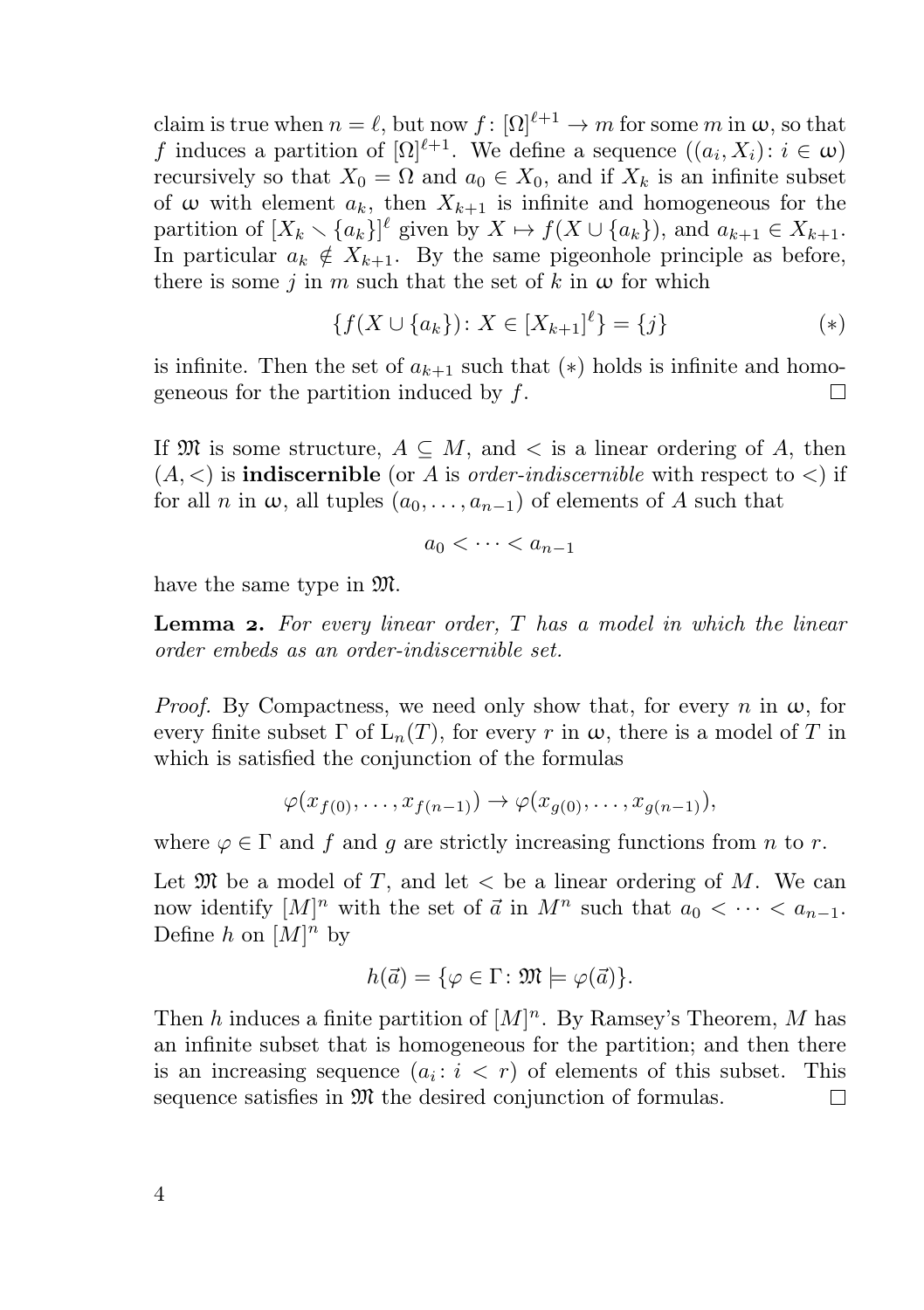claim is true when $n = \ell$, but now $f \colon [\Omega]^{\ell+1} \to m$ for some $m$ in $\omega$, so that $f$ induces a partition of $[\Omega]^{\ell+1}$. We define a sequence $((a_i, X_i) \colon i \in \omega)$ recursively so that $X_0 = \Omega$ and $a_0 \in X_0$, and if $X_k$ is an infinite subset of $\omega$ with element $a_k$, then $X_{k+1}$ is infinite and homogeneous for the partition of $[X_k \smallsetminus \{a_k\}]^\ell$ given by $X \mapsto f(X \cup \{a_k\})$, and $a_{k+1} \in X_{k+1}$. In particular $a_k \notin X_{k+1}$. By the same pigeonhole principle as before, there is some $j$ in $m$ such that the set of $k$ in $\omega$ for which

$$\{f(X \cup \{a_k\}) \colon X \in [X_{k+1}]^\ell\} = \{j\} \qquad (*)$$

is infinite. Then the set of $a_{k+1}$ such that $(*)$ holds is infinite and homogeneous for the partition induced by $f$. $\square$

If $\mathfrak{M}$ is some structure, $A \subseteq M$, and $<$ is a linear ordering of $A$, then $(A, <)$ is **indiscernible** (or $A$ is *order-indiscernible* with respect to $<$) if for all $n$ in $\omega$, all tuples $(a_0, \dots, a_{n-1})$ of elements of $A$ such that

$$a_0 < \dots < a_{n-1}$$

have the same type in $\mathfrak{M}$.

**Lemma 2.** *For every linear order, $T$ has a model in which the linear order embeds as an order-indiscernible set.*

*Proof.* By Compactness, we need only show that, for every $n$ in $\omega$, for every finite subset $\Gamma$ of $\mathrm{L}_n(T)$, for every $r$ in $\omega$, there is a model of $T$ in which is satisfied the conjunction of the formulas

$$\varphi(x_{f(0)}, \dots, x_{f(n-1)}) \to \varphi(x_{g(0)}, \dots, x_{g(n-1)}),$$

where $\varphi \in \Gamma$ and $f$ and $g$ are strictly increasing functions from $n$ to $r$.

Let $\mathfrak{M}$ be a model of $T$, and let $<$ be a linear ordering of $M$. We can now identify $[M]^n$ with the set of $\vec{a}$ in $M^n$ such that $a_0 < \dots < a_{n-1}$. Define $h$ on $[M]^n$ by

$$h(\vec{a}) = \{\varphi \in \Gamma \colon \mathfrak{M} \models \varphi(\vec{a})\}.$$

Then $h$ induces a finite partition of $[M]^n$. By Ramsey's Theorem, $M$ has an infinite subset that is homogeneous for the partition; and then there is an increasing sequence $(a_i \colon i < r)$ of elements of this subset. This sequence satisfies in $\mathfrak{M}$ the desired conjunction of formulas. $\square$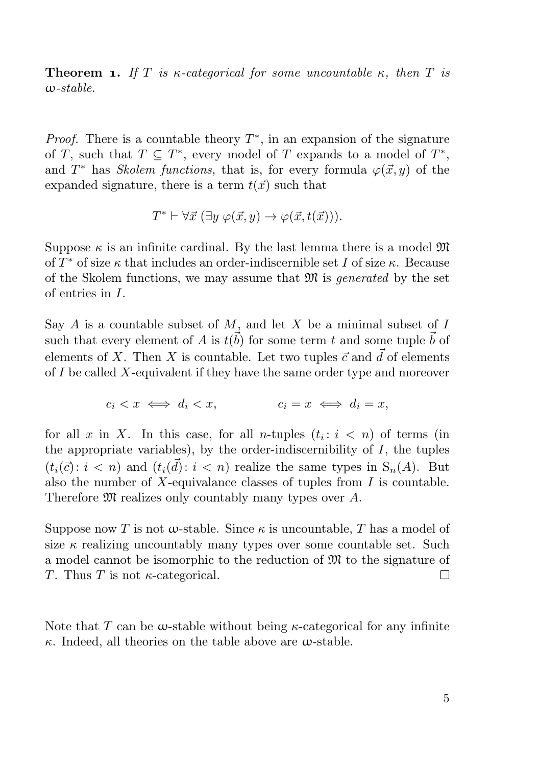**Theorem 1.** *If $T$ is $\kappa$-categorical for some uncountable $\kappa$, then $T$ is $\omega$-stable.*

*Proof.* There is a countable theory $T^*$, in an expansion of the signature of $T$, such that $T \subseteq T^*$, every model of $T$ expands to a model of $T^*$, and $T^*$ has *Skolem functions,* that is, for every formula $\varphi(\vec{x}, y)$ of the expanded signature, there is a term $t(\vec{x})$ such that

$$T^* \vdash \forall \vec{x}\ (\exists y\ \varphi(\vec{x}, y) \to \varphi(\vec{x}, t(\vec{x}))).$$

Suppose $\kappa$ is an infinite cardinal. By the last lemma there is a model $\mathfrak{M}$ of $T^*$ of size $\kappa$ that includes an order-indiscernible set $I$ of size $\kappa$. Because of the Skolem functions, we may assume that $\mathfrak{M}$ is *generated* by the set of entries in $I$.

Say $A$ is a countable subset of $M$, and let $X$ be a minimal subset of $I$ such that every element of $A$ is $t(\vec{b})$ for some term $t$ and some tuple $\vec{b}$ of elements of $X$. Then $X$ is countable. Let two tuples $\vec{c}$ and $\vec{d}$ of elements of $I$ be called $X$-equivalent if they have the same order type and moreover

$$c_i < x \iff d_i < x, \qquad\qquad c_i = x \iff d_i = x,$$

for all $x$ in $X$. In this case, for all $n$-tuples $(t_i : i < n)$ of terms (in the appropriate variables), by the order-indiscernibility of $I$, the tuples $(t_i(\vec{c}) : i < n)$ and $(t_i(\vec{d}) : i < n)$ realize the same types in $\mathrm{S}_n(A)$. But also the number of $X$-equivalance classes of tuples from $I$ is countable. Therefore $\mathfrak{M}$ realizes only countably many types over $A$.

Suppose now $T$ is not $\omega$-stable. Since $\kappa$ is uncountable, $T$ has a model of size $\kappa$ realizing uncountably many types over some countable set. Such a model cannot be isomorphic to the reduction of $\mathfrak{M}$ to the signature of $T$. Thus $T$ is not $\kappa$-categorical. $\square$

Note that $T$ can be $\omega$-stable without being $\kappa$-categorical for any infinite $\kappa$. Indeed, all theories on the table above are $\omega$-stable.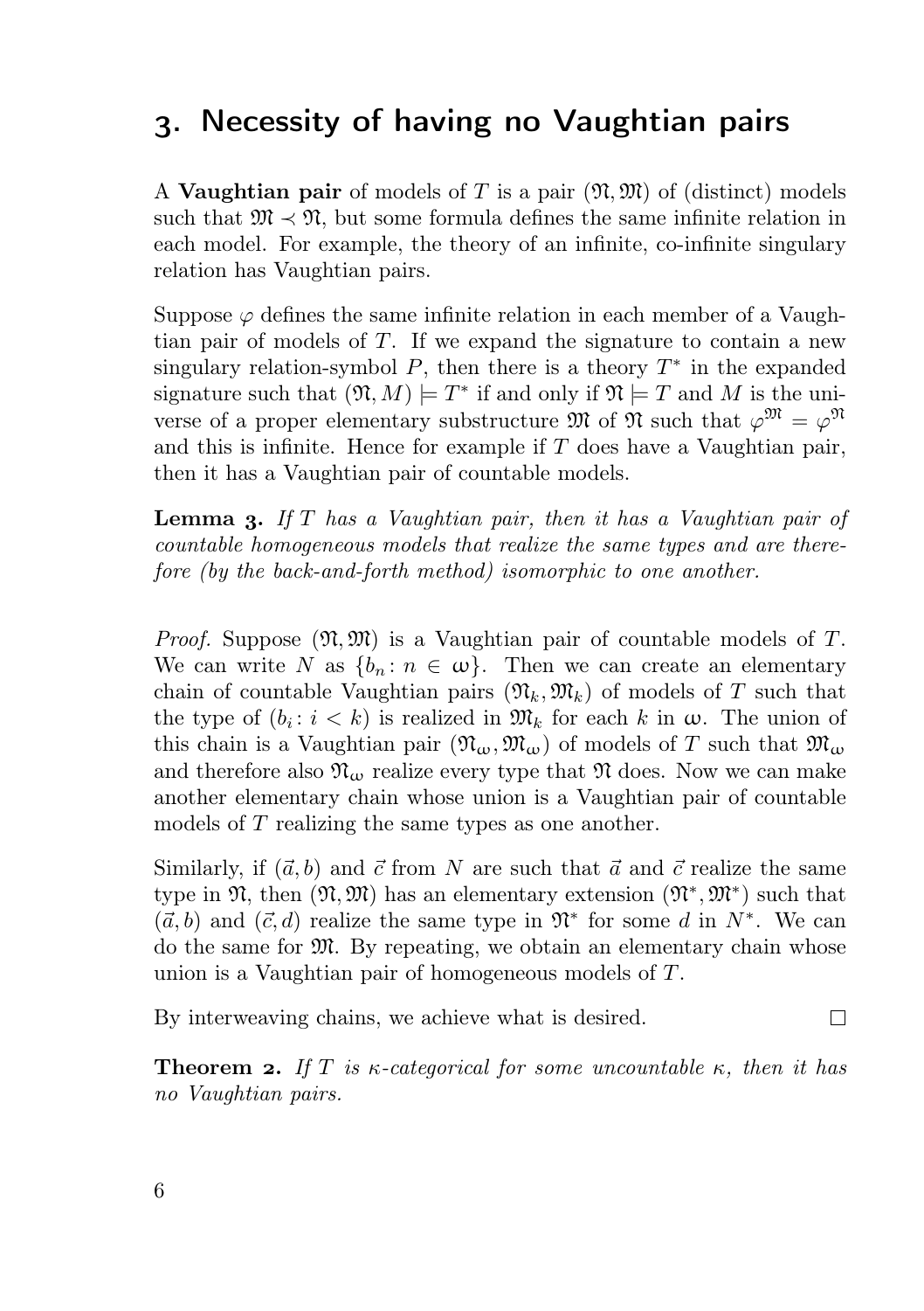## 3. Necessity of having no Vaughtian pairs

A **Vaughtian pair** of models of $T$ is a pair $(\mathfrak{N}, \mathfrak{M})$ of (distinct) models such that $\mathfrak{M} \prec \mathfrak{N}$, but some formula defines the same infinite relation in each model. For example, the theory of an infinite, co-infinite singulary relation has Vaughtian pairs.

Suppose $\varphi$ defines the same infinite relation in each member of a Vaughtian pair of models of $T$. If we expand the signature to contain a new singulary relation-symbol $P$, then there is a theory $T^*$ in the expanded signature such that $(\mathfrak{N}, M) \models T^*$ if and only if $\mathfrak{N} \models T$ and $M$ is the universe of a proper elementary substructure $\mathfrak{M}$ of $\mathfrak{N}$ such that $\varphi^{\mathfrak{M}} = \varphi^{\mathfrak{N}}$ and this is infinite. Hence for example if $T$ does have a Vaughtian pair, then it has a Vaughtian pair of countable models.

**Lemma 3.** *If $T$ has a Vaughtian pair, then it has a Vaughtian pair of countable homogeneous models that realize the same types and are therefore (by the back-and-forth method) isomorphic to one another.*

*Proof.* Suppose $(\mathfrak{N}, \mathfrak{M})$ is a Vaughtian pair of countable models of $T$. We can write $N$ as $\{b_n : n \in \omega\}$. Then we can create an elementary chain of countable Vaughtian pairs $(\mathfrak{N}_k, \mathfrak{M}_k)$ of models of $T$ such that the type of $(b_i : i < k)$ is realized in $\mathfrak{M}_k$ for each $k$ in $\omega$. The union of this chain is a Vaughtian pair $(\mathfrak{N}_\omega, \mathfrak{M}_\omega)$ of models of $T$ such that $\mathfrak{M}_\omega$ and therefore also $\mathfrak{N}_\omega$ realize every type that $\mathfrak{N}$ does. Now we can make another elementary chain whose union is a Vaughtian pair of countable models of $T$ realizing the same types as one another.

Similarly, if $(\vec{a}, b)$ and $\vec{c}$ from $N$ are such that $\vec{a}$ and $\vec{c}$ realize the same type in $\mathfrak{N}$, then $(\mathfrak{N}, \mathfrak{M})$ has an elementary extension $(\mathfrak{N}^*, \mathfrak{M}^*)$ such that $(\vec{a}, b)$ and $(\vec{c}, d)$ realize the same type in $\mathfrak{N}^*$ for some $d$ in $N^*$. We can do the same for $\mathfrak{M}$. By repeating, we obtain an elementary chain whose union is a Vaughtian pair of homogeneous models of $T$.

By interweaving chains, we achieve what is desired. □

**Theorem 2.** *If $T$ is $\kappa$-categorical for some uncountable $\kappa$, then it has no Vaughtian pairs.*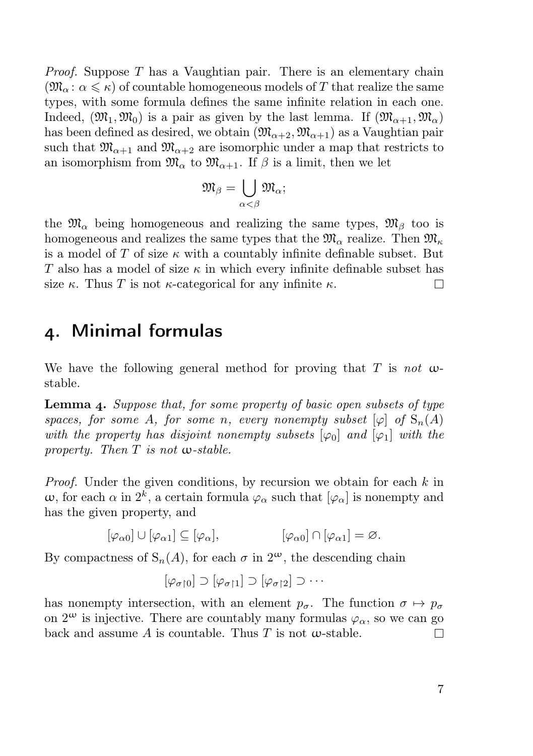*Proof.* Suppose $T$ has a Vaughtian pair. There is an elementary chain $(\mathfrak{M}_\alpha \colon \alpha \leqslant \kappa)$ of countable homogeneous models of $T$ that realize the same types, with some formula defines the same infinite relation in each one. Indeed, $(\mathfrak{M}_1, \mathfrak{M}_0)$ is a pair as given by the last lemma. If $(\mathfrak{M}_{\alpha+1}, \mathfrak{M}_\alpha)$ has been defined as desired, we obtain $(\mathfrak{M}_{\alpha+2}, \mathfrak{M}_{\alpha+1})$ as a Vaughtian pair such that $\mathfrak{M}_{\alpha+1}$ and $\mathfrak{M}_{\alpha+2}$ are isomorphic under a map that restricts to an isomorphism from $\mathfrak{M}_\alpha$ to $\mathfrak{M}_{\alpha+1}$. If $\beta$ is a limit, then we let

$$\mathfrak{M}_\beta = \bigcup_{\alpha<\beta} \mathfrak{M}_\alpha;$$

the $\mathfrak{M}_\alpha$ being homogeneous and realizing the same types, $\mathfrak{M}_\beta$ too is homogeneous and realizes the same types that the $\mathfrak{M}_\alpha$ realize. Then $\mathfrak{M}_\kappa$ is a model of $T$ of size $\kappa$ with a countably infinite definable subset. But $T$ also has a model of size $\kappa$ in which every infinite definable subset has size $\kappa$. Thus $T$ is not $\kappa$-categorical for any infinite $\kappa$. □

## 4. Minimal formulas

We have the following general method for proving that $T$ is *not* $\omega$-stable.

**Lemma 4.** *Suppose that, for some property of basic open subsets of type spaces, for some $A$, for some $n$, every nonempty subset $[\varphi]$ of $\mathrm{S}_n(A)$ with the property has disjoint nonempty subsets $[\varphi_0]$ and $[\varphi_1]$ with the property. Then $T$ is not $\omega$-stable.*

*Proof.* Under the given conditions, by recursion we obtain for each $k$ in $\omega$, for each $\alpha$ in $2^k$, a certain formula $\varphi_\alpha$ such that $[\varphi_\alpha]$ is nonempty and has the given property, and

$$[\varphi_{\alpha 0}] \cup [\varphi_{\alpha 1}] \subseteq [\varphi_\alpha], \qquad\qquad [\varphi_{\alpha 0}] \cap [\varphi_{\alpha 1}] = \varnothing.$$

By compactness of $\mathrm{S}_n(A)$, for each $\sigma$ in $2^\omega$, the descending chain

$$[\varphi_{\sigma\restriction 0}] \supset [\varphi_{\sigma\restriction 1}] \supset [\varphi_{\sigma\restriction 2}] \supset \cdots$$

has nonempty intersection, with an element $p_\sigma$. The function $\sigma \mapsto p_\sigma$ on $2^\omega$ is injective. There are countably many formulas $\varphi_\alpha$, so we can go back and assume $A$ is countable. Thus $T$ is not $\omega$-stable. □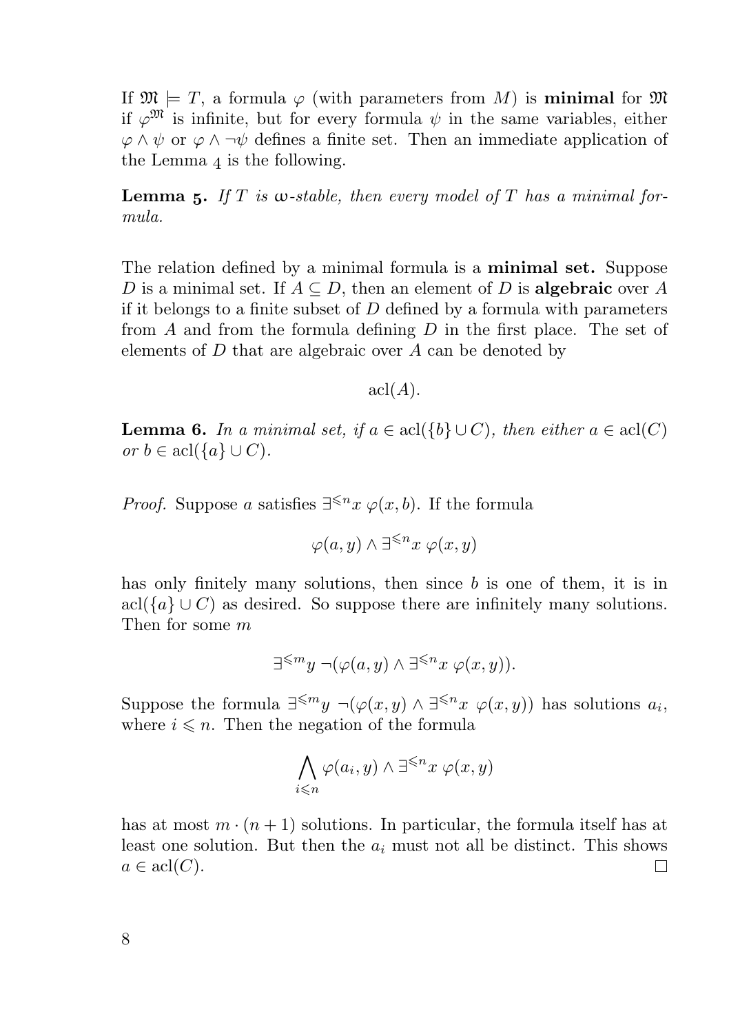If $\mathfrak{M} \models T$, a formula $\varphi$ (with parameters from $M$) is **minimal** for $\mathfrak{M}$ if $\varphi^{\mathfrak{M}}$ is infinite, but for every formula $\psi$ in the same variables, either $\varphi \wedge \psi$ or $\varphi \wedge \neg\psi$ defines a finite set. Then an immediate application of the Lemma 4 is the following.

**Lemma 5.** *If $T$ is ω-stable, then every model of $T$ has a minimal formula.*

The relation defined by a minimal formula is a **minimal set.** Suppose $D$ is a minimal set. If $A \subseteq D$, then an element of $D$ is **algebraic** over $A$ if it belongs to a finite subset of $D$ defined by a formula with parameters from $A$ and from the formula defining $D$ in the first place. The set of elements of $D$ that are algebraic over $A$ can be denoted by

$$\operatorname{acl}(A).$$

**Lemma 6.** *In a minimal set, if $a \in \operatorname{acl}(\{b\} \cup C)$, then either $a \in \operatorname{acl}(C)$ or $b \in \operatorname{acl}(\{a\} \cup C)$.*

*Proof.* Suppose $a$ satisfies $\exists^{\leqslant n} x\ \varphi(x, b)$. If the formula

$$\varphi(a, y) \wedge \exists^{\leqslant n} x\ \varphi(x, y)$$

has only finitely many solutions, then since $b$ is one of them, it is in $\operatorname{acl}(\{a\} \cup C)$ as desired. So suppose there are infinitely many solutions. Then for some $m$

$$\exists^{\leqslant m} y\ \neg(\varphi(a, y) \wedge \exists^{\leqslant n} x\ \varphi(x, y)).$$

Suppose the formula $\exists^{\leqslant m} y\ \neg(\varphi(x, y) \wedge \exists^{\leqslant n} x\ \varphi(x, y))$ has solutions $a_i$, where $i \leqslant n$. Then the negation of the formula

$$\bigwedge_{i \leqslant n} \varphi(a_i, y) \wedge \exists^{\leqslant n} x\ \varphi(x, y)$$

has at most $m \cdot (n + 1)$ solutions. In particular, the formula itself has at least one solution. But then the $a_i$ must not all be distinct. This shows $a \in \operatorname{acl}(C)$. $\square$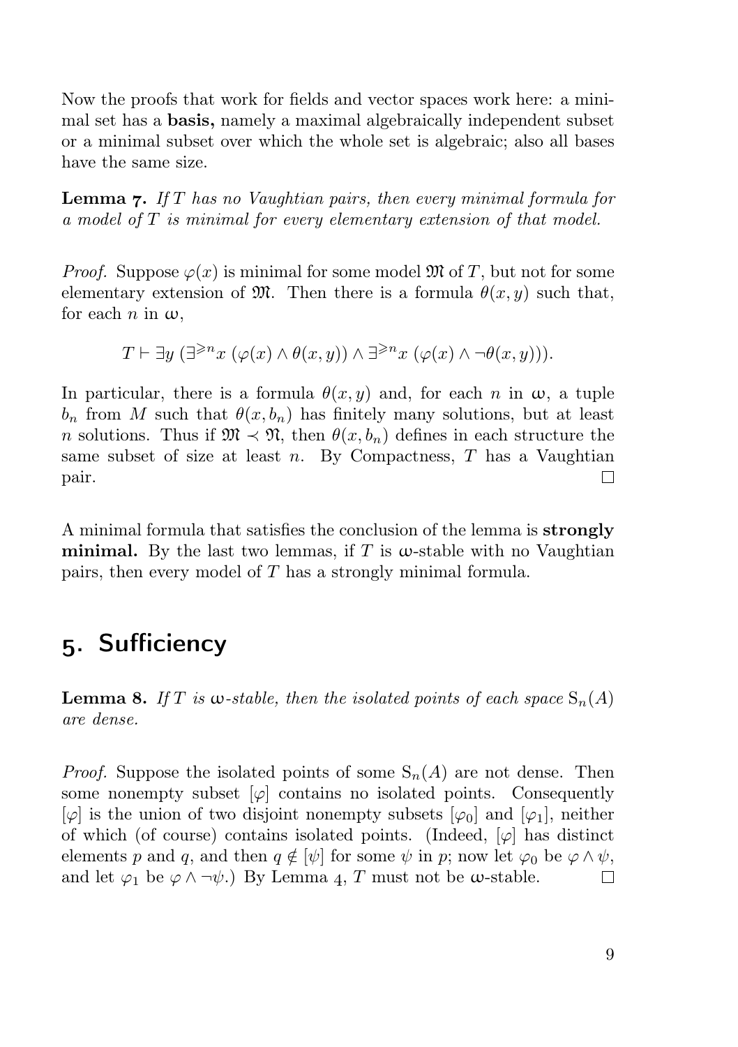Now the proofs that work for fields and vector spaces work here: a minimal set has a **basis,** namely a maximal algebraically independent subset or a minimal subset over which the whole set is algebraic; also all bases have the same size.

**Lemma 7.** *If $T$ has no Vaughtian pairs, then every minimal formula for a model of $T$ is minimal for every elementary extension of that model.*

*Proof.* Suppose $\varphi(x)$ is minimal for some model $\mathfrak{M}$ of $T$, but not for some elementary extension of $\mathfrak{M}$. Then there is a formula $\theta(x, y)$ such that, for each $n$ in $\omega$,

$$T \vdash \exists y\ (\exists^{\geqslant n} x\ (\varphi(x) \wedge \theta(x, y)) \wedge \exists^{\geqslant n} x\ (\varphi(x) \wedge \neg\theta(x, y))).$$

In particular, there is a formula $\theta(x, y)$ and, for each $n$ in $\omega$, a tuple $b_n$ from $M$ such that $\theta(x, b_n)$ has finitely many solutions, but at least $n$ solutions. Thus if $\mathfrak{M} \prec \mathfrak{N}$, then $\theta(x, b_n)$ defines in each structure the same subset of size at least $n$. By Compactness, $T$ has a Vaughtian pair. □

A minimal formula that satisfies the conclusion of the lemma is **strongly minimal.** By the last two lemmas, if $T$ is $\omega$-stable with no Vaughtian pairs, then every model of $T$ has a strongly minimal formula.

## 5. Sufficiency

**Lemma 8.** *If $T$ is $\omega$-stable, then the isolated points of each space $\mathrm{S}_n(A)$ are dense.*

*Proof.* Suppose the isolated points of some $\mathrm{S}_n(A)$ are not dense. Then some nonempty subset $[\varphi]$ contains no isolated points. Consequently $[\varphi]$ is the union of two disjoint nonempty subsets $[\varphi_0]$ and $[\varphi_1]$, neither of which (of course) contains isolated points. (Indeed, $[\varphi]$ has distinct elements $p$ and $q$, and then $q \notin [\psi]$ for some $\psi$ in $p$; now let $\varphi_0$ be $\varphi \wedge \psi$, and let $\varphi_1$ be $\varphi \wedge \neg\psi$.) By Lemma 4, $T$ must not be $\omega$-stable. □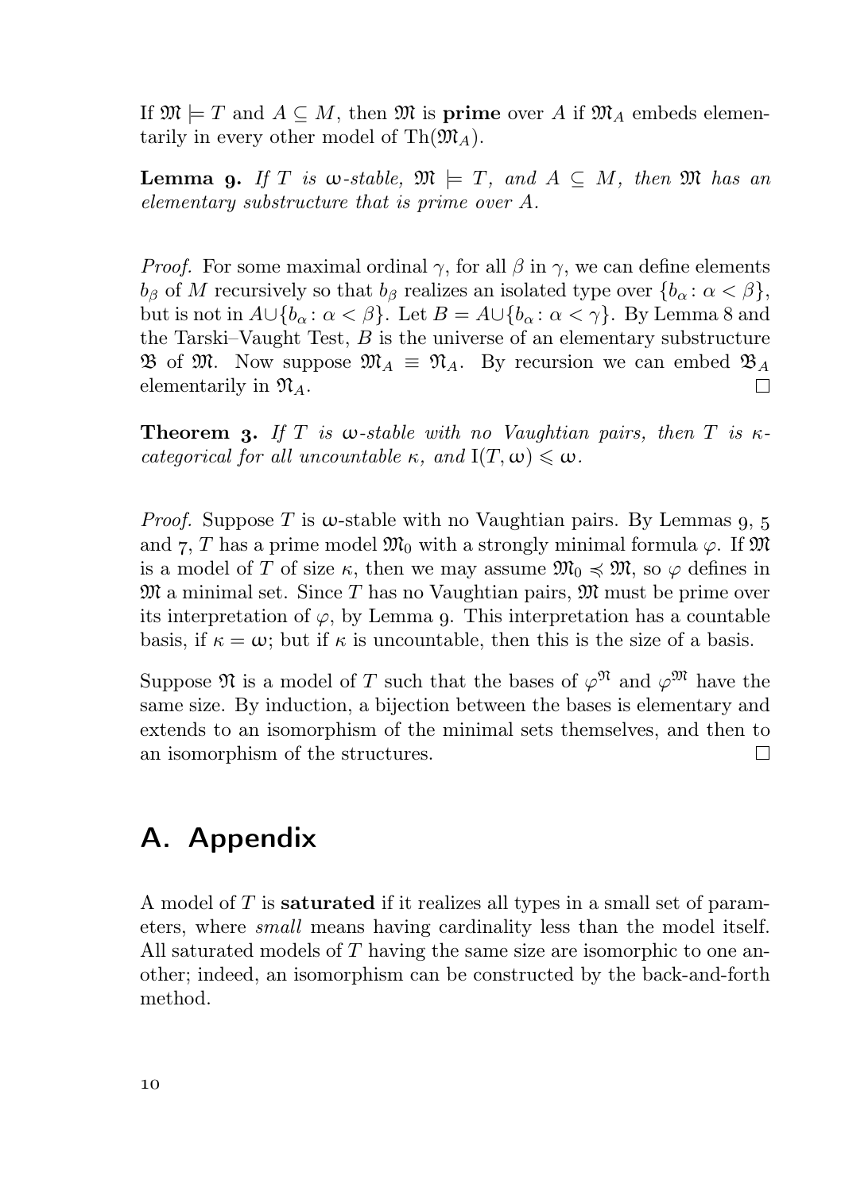If $\mathfrak{M} \models T$ and $A \subseteq M$, then $\mathfrak{M}$ is **prime** over $A$ if $\mathfrak{M}_A$ embeds elementarily in every other model of $\mathrm{Th}(\mathfrak{M}_A)$.

**Lemma 9.** *If $T$ is $\omega$-stable, $\mathfrak{M} \models T$, and $A \subseteq M$, then $\mathfrak{M}$ has an elementary substructure that is prime over $A$.*

*Proof.* For some maximal ordinal $\gamma$, for all $\beta$ in $\gamma$, we can define elements $b_\beta$ of $M$ recursively so that $b_\beta$ realizes an isolated type over $\{b_\alpha : \alpha < \beta\}$, but is not in $A \cup \{b_\alpha : \alpha < \beta\}$. Let $B = A \cup \{b_\alpha : \alpha < \gamma\}$. By Lemma 8 and the Tarski–Vaught Test, $B$ is the universe of an elementary substructure $\mathfrak{B}$ of $\mathfrak{M}$. Now suppose $\mathfrak{M}_A \equiv \mathfrak{N}_A$. By recursion we can embed $\mathfrak{B}_A$ elementarily in $\mathfrak{N}_A$. □

**Theorem 3.** *If $T$ is $\omega$-stable with no Vaughtian pairs, then $T$ is $\kappa$-categorical for all uncountable $\kappa$, and $\mathrm{I}(T, \omega) \leqslant \omega$.*

*Proof.* Suppose $T$ is $\omega$-stable with no Vaughtian pairs. By Lemmas 9, 5 and 7, $T$ has a prime model $\mathfrak{M}_0$ with a strongly minimal formula $\varphi$. If $\mathfrak{M}$ is a model of $T$ of size $\kappa$, then we may assume $\mathfrak{M}_0 \preccurlyeq \mathfrak{M}$, so $\varphi$ defines in $\mathfrak{M}$ a minimal set. Since $T$ has no Vaughtian pairs, $\mathfrak{M}$ must be prime over its interpretation of $\varphi$, by Lemma 9. This interpretation has a countable basis, if $\kappa = \omega$; but if $\kappa$ is uncountable, then this is the size of a basis.

Suppose $\mathfrak{N}$ is a model of $T$ such that the bases of $\varphi^{\mathfrak{N}}$ and $\varphi^{\mathfrak{M}}$ have the same size. By induction, a bijection between the bases is elementary and extends to an isomorphism of the minimal sets themselves, and then to an isomorphism of the structures. □

# A. Appendix

A model of $T$ is **saturated** if it realizes all types in a small set of parameters, where *small* means having cardinality less than the model itself. All saturated models of $T$ having the same size are isomorphic to one another; indeed, an isomorphism can be constructed by the back-and-forth method.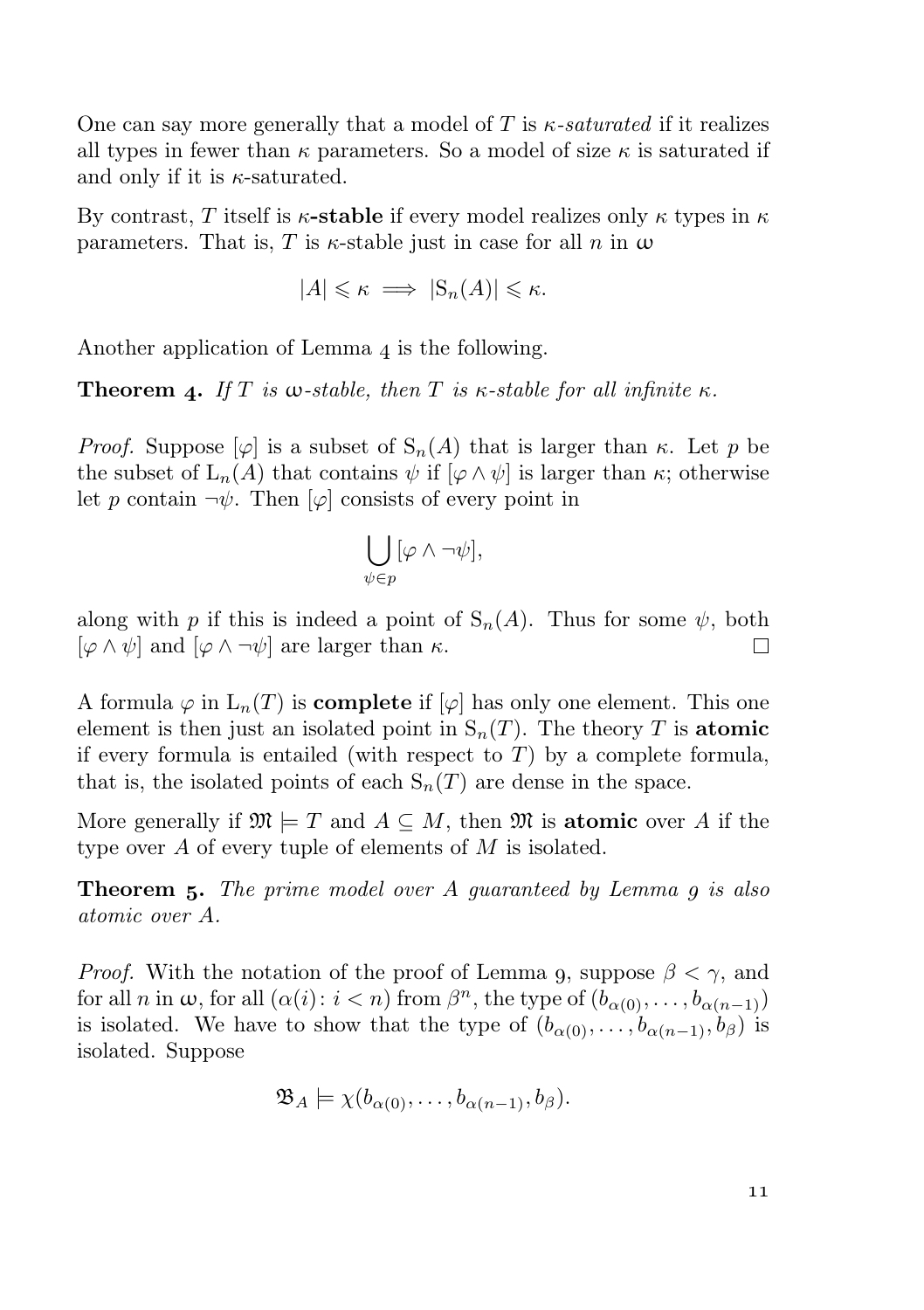One can say more generally that a model of $T$ is *$\kappa$-saturated* if it realizes all types in fewer than $\kappa$ parameters. So a model of size $\kappa$ is saturated if and only if it is $\kappa$-saturated.

By contrast, $T$ itself is **$\kappa$-stable** if every model realizes only $\kappa$ types in $\kappa$ parameters. That is, $T$ is $\kappa$-stable just in case for all $n$ in $\omega$

$$|A| \leqslant \kappa \implies |\mathrm{S}_n(A)| \leqslant \kappa.$$

Another application of Lemma 4 is the following.

**Theorem 4.** *If $T$ is $\omega$-stable, then $T$ is $\kappa$-stable for all infinite $\kappa$.*

*Proof.* Suppose $[\varphi]$ is a subset of $\mathrm{S}_n(A)$ that is larger than $\kappa$. Let $p$ be the subset of $\mathrm{L}_n(A)$ that contains $\psi$ if $[\varphi \wedge \psi]$ is larger than $\kappa$; otherwise let $p$ contain $\neg\psi$. Then $[\varphi]$ consists of every point in

$$\bigcup_{\psi \in p} [\varphi \wedge \neg\psi],$$

along with $p$ if this is indeed a point of $\mathrm{S}_n(A)$. Thus for some $\psi$, both $[\varphi \wedge \psi]$ and $[\varphi \wedge \neg\psi]$ are larger than $\kappa$. □

A formula $\varphi$ in $\mathrm{L}_n(T)$ is **complete** if $[\varphi]$ has only one element. This one element is then just an isolated point in $\mathrm{S}_n(T)$. The theory $T$ is **atomic** if every formula is entailed (with respect to $T$) by a complete formula, that is, the isolated points of each $\mathrm{S}_n(T)$ are dense in the space.

More generally if $\mathfrak{M} \models T$ and $A \subseteq M$, then $\mathfrak{M}$ is **atomic** over $A$ if the type over $A$ of every tuple of elements of $M$ is isolated.

**Theorem 5.** *The prime model over $A$ guaranteed by Lemma 9 is also atomic over $A$.*

*Proof.* With the notation of the proof of Lemma 9, suppose $\beta < \gamma$, and for all $n$ in $\omega$, for all $(\alpha(i) \colon i < n)$ from $\beta^n$, the type of $(b_{\alpha(0)}, \dots, b_{\alpha(n-1)})$ is isolated. We have to show that the type of $(b_{\alpha(0)}, \dots, b_{\alpha(n-1)}, b_\beta)$ is isolated. Suppose

$$\mathfrak{B}_A \models \chi(b_{\alpha(0)}, \dots, b_{\alpha(n-1)}, b_\beta).$$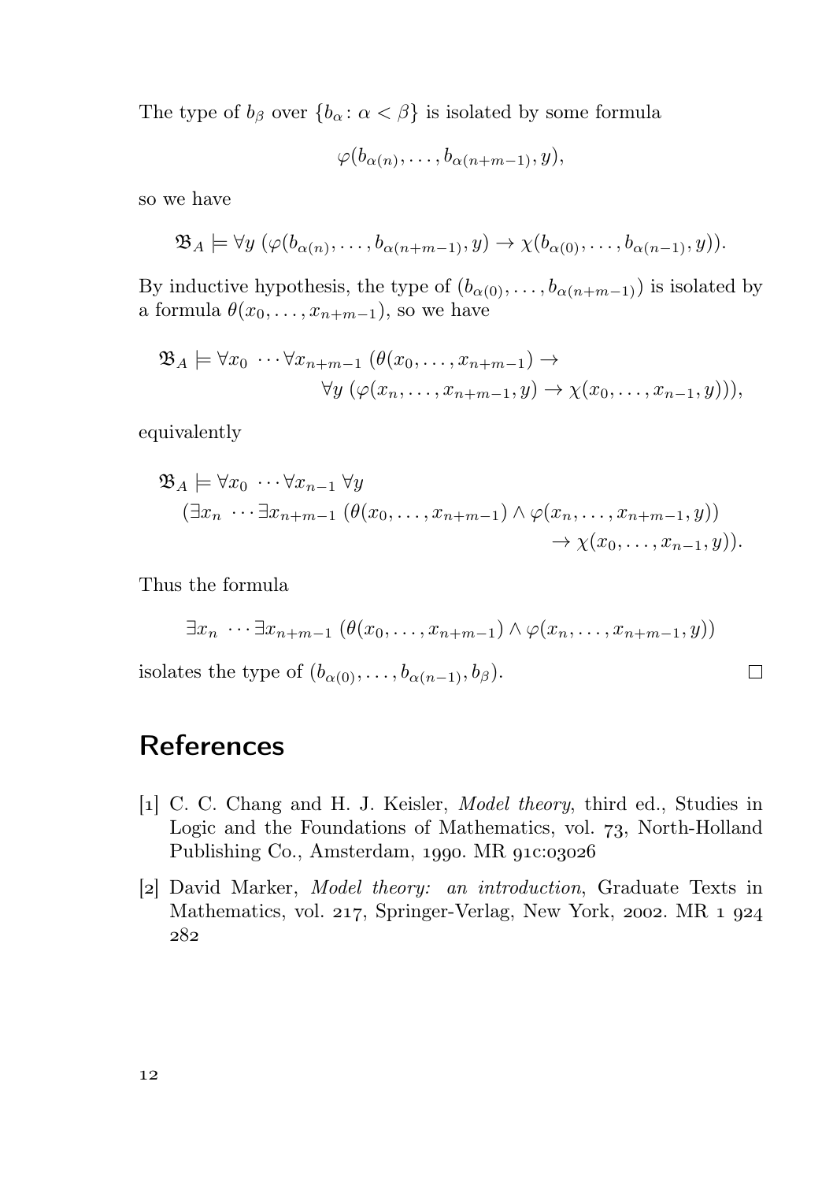The type of $b_\beta$ over $\{b_\alpha : \alpha < \beta\}$ is isolated by some formula

$$\varphi(b_{\alpha(n)}, \ldots, b_{\alpha(n+m-1)}, y),$$

so we have

$$\mathfrak{B}_A \models \forall y\ (\varphi(b_{\alpha(n)}, \ldots, b_{\alpha(n+m-1)}, y) \rightarrow \chi(b_{\alpha(0)}, \ldots, b_{\alpha(n-1)}, y)).$$

By inductive hypothesis, the type of $(b_{\alpha(0)}, \ldots, b_{\alpha(n+m-1)})$ is isolated by a formula $\theta(x_0, \ldots, x_{n+m-1})$, so we have

$$\mathfrak{B}_A \models \forall x_0\ \cdots \forall x_{n+m-1}\ (\theta(x_0, \ldots, x_{n+m-1}) \rightarrow \\ \forall y\ (\varphi(x_n, \ldots, x_{n+m-1}, y) \rightarrow \chi(x_0, \ldots, x_{n-1}, y))),$$

equivalently

$$\mathfrak{B}_A \models \forall x_0\ \cdots \forall x_{n-1}\ \forall y \\ (\exists x_n\ \cdots \exists x_{n+m-1}\ (\theta(x_0, \ldots, x_{n+m-1}) \wedge \varphi(x_n, \ldots, x_{n+m-1}, y)) \\ \rightarrow \chi(x_0, \ldots, x_{n-1}, y)).$$

Thus the formula

$$\exists x_n\ \cdots \exists x_{n+m-1}\ (\theta(x_0, \ldots, x_{n+m-1}) \wedge \varphi(x_n, \ldots, x_{n+m-1}, y))$$

isolates the type of $(b_{\alpha(0)}, \ldots, b_{\alpha(n-1)}, b_\beta)$. □

## References

[1] C. C. Chang and H. J. Keisler, *Model theory*, third ed., Studies in Logic and the Foundations of Mathematics, vol. 73, North-Holland Publishing Co., Amsterdam, 1990. MR 91c:03026

[2] David Marker, *Model theory: an introduction*, Graduate Texts in Mathematics, vol. 217, Springer-Verlag, New York, 2002. MR 1 924 282